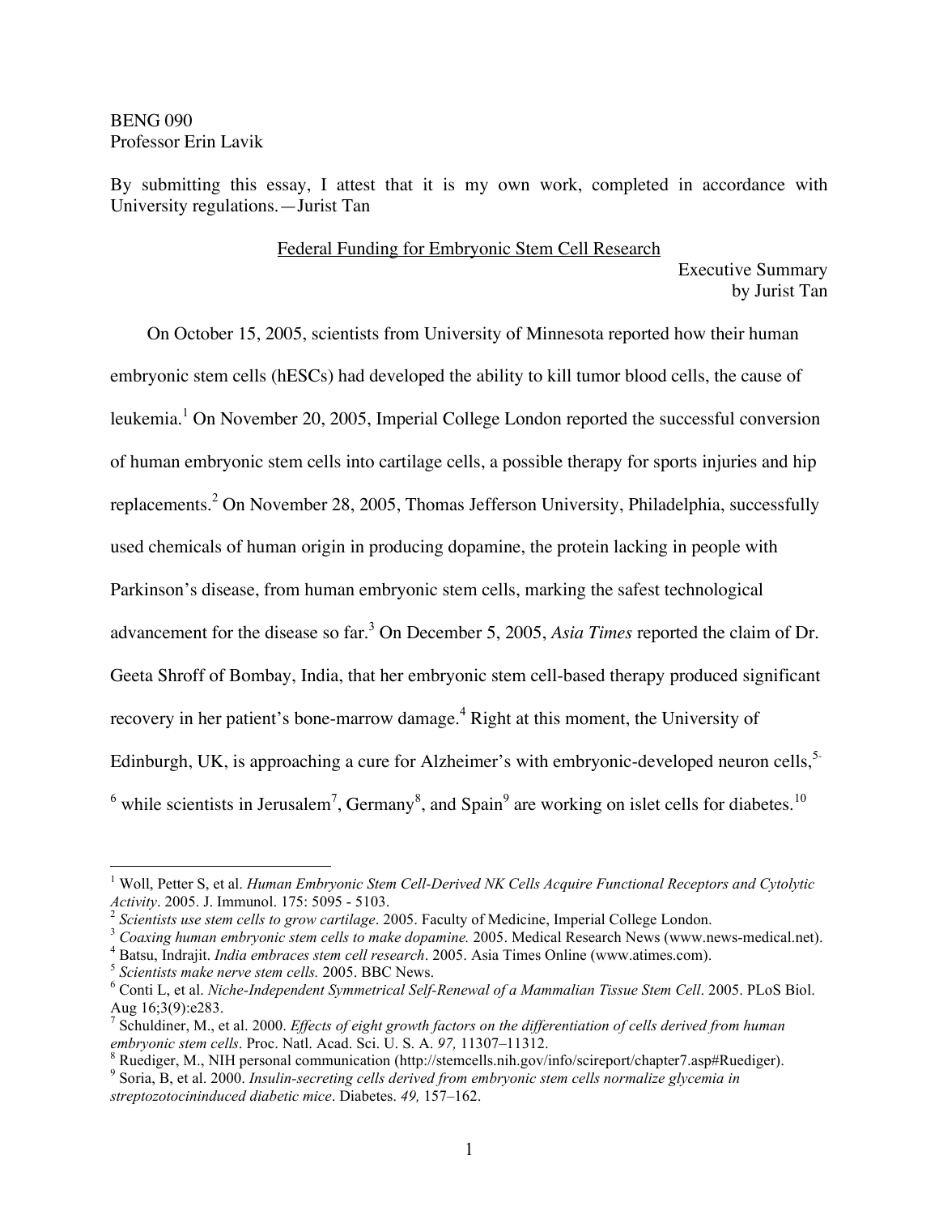BENG 090
Professor Erin Lavik

By submitting this essay, I attest that it is my own work, completed in accordance with University regulations.—Jurist Tan

# Federal Funding for Embryonic Stem Cell Research

Executive Summary
by Jurist Tan

On October 15, 2005, scientists from University of Minnesota reported how their human embryonic stem cells (hESCs) had developed the ability to kill tumor blood cells, the cause of leukemia.[1] On November 20, 2005, Imperial College London reported the successful conversion of human embryonic stem cells into cartilage cells, a possible therapy for sports injuries and hip replacements.[2] On November 28, 2005, Thomas Jefferson University, Philadelphia, successfully used chemicals of human origin in producing dopamine, the protein lacking in people with Parkinson's disease, from human embryonic stem cells, marking the safest technological advancement for the disease so far.[3] On December 5, 2005, *Asia Times* reported the claim of Dr. Geeta Shroff of Bombay, India, that her embryonic stem cell-based therapy produced significant recovery in her patient's bone-marrow damage.[4] Right at this moment, the University of Edinburgh, UK, is approaching a cure for Alzheimer's with embryonic-developed neuron cells,[5-6] while scientists in Jerusalem[7], Germany[8], and Spain[9] are working on islet cells for diabetes.[10]

---

[1] Woll, Petter S, et al. *Human Embryonic Stem Cell-Derived NK Cells Acquire Functional Receptors and Cytolytic Activity*. 2005. J. Immunol. 175: 5095 - 5103.

[2] *Scientists use stem cells to grow cartilage*. 2005. Faculty of Medicine, Imperial College London.

[3] *Coaxing human embryonic stem cells to make dopamine.* 2005. Medical Research News (www.news-medical.net).

[4] Batsu, Indrajit. *India embraces stem cell research*. 2005. Asia Times Online (www.atimes.com).

[5] *Scientists make nerve stem cells.* 2005. BBC News.

[6] Conti L, et al. *Niche-Independent Symmetrical Self-Renewal of a Mammalian Tissue Stem Cell*. 2005. PLoS Biol. Aug 16;3(9):e283.

[7] Schuldiner, M., et al. 2000. *Effects of eight growth factors on the differentiation of cells derived from human embryonic stem cells*. Proc. Natl. Acad. Sci. U. S. A. *97,* 11307–11312.

[8] Ruediger, M., NIH personal communication (http://stemcells.nih.gov/info/scireport/chapter7.asp#Ruediger).

[9] Soria, B, et al. 2000. *Insulin-secreting cells derived from embryonic stem cells normalize glycemia in streptozotocininduced diabetic mice*. Diabetes. *49,* 157–162.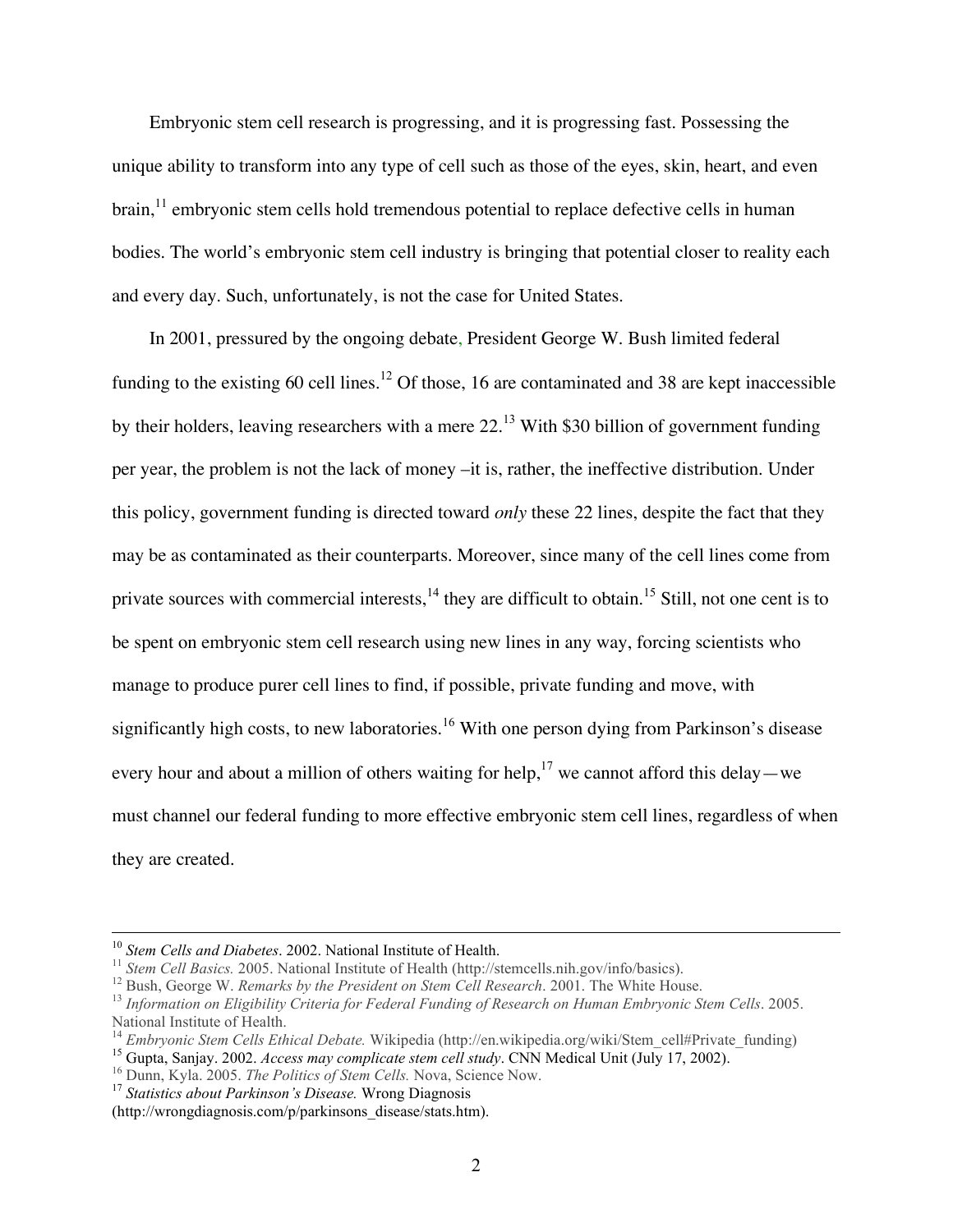Embryonic stem cell research is progressing, and it is progressing fast. Possessing the unique ability to transform into any type of cell such as those of the eyes, skin, heart, and even brain,[11] embryonic stem cells hold tremendous potential to replace defective cells in human bodies. The world's embryonic stem cell industry is bringing that potential closer to reality each and every day. Such, unfortunately, is not the case for United States.

In 2001, pressured by the ongoing debate, President George W. Bush limited federal funding to the existing 60 cell lines.[12] Of those, 16 are contaminated and 38 are kept inaccessible by their holders, leaving researchers with a mere 22.[13] With $30 billion of government funding per year, the problem is not the lack of money –it is, rather, the ineffective distribution. Under this policy, government funding is directed toward *only* these 22 lines, despite the fact that they may be as contaminated as their counterparts. Moreover, since many of the cell lines come from private sources with commercial interests,[14] they are difficult to obtain.[15] Still, not one cent is to be spent on embryonic stem cell research using new lines in any way, forcing scientists who manage to produce purer cell lines to find, if possible, private funding and move, with significantly high costs, to new laboratories.[16] With one person dying from Parkinson's disease every hour and about a million of others waiting for help,[17] we cannot afford this delay—we must channel our federal funding to more effective embryonic stem cell lines, regardless of when they are created.

---

[10] *Stem Cells and Diabetes*. 2002. National Institute of Health.

[11] *Stem Cell Basics.* 2005. National Institute of Health (http://stemcells.nih.gov/info/basics).

[12] Bush, George W. *Remarks by the President on Stem Cell Research*. 2001. The White House.

[13] *Information on Eligibility Criteria for Federal Funding of Research on Human Embryonic Stem Cells*. 2005. National Institute of Health.

[14] *Embryonic Stem Cells Ethical Debate.* Wikipedia (http://en.wikipedia.org/wiki/Stem_cell#Private_funding)

[15] Gupta, Sanjay. 2002. *Access may complicate stem cell study*. CNN Medical Unit (July 17, 2002).

[16] Dunn, Kyla. 2005. *The Politics of Stem Cells.* Nova, Science Now.

[17] *Statistics about Parkinson's Disease.* Wrong Diagnosis (http://wrongdiagnosis.com/p/parkinsons_disease/stats.htm).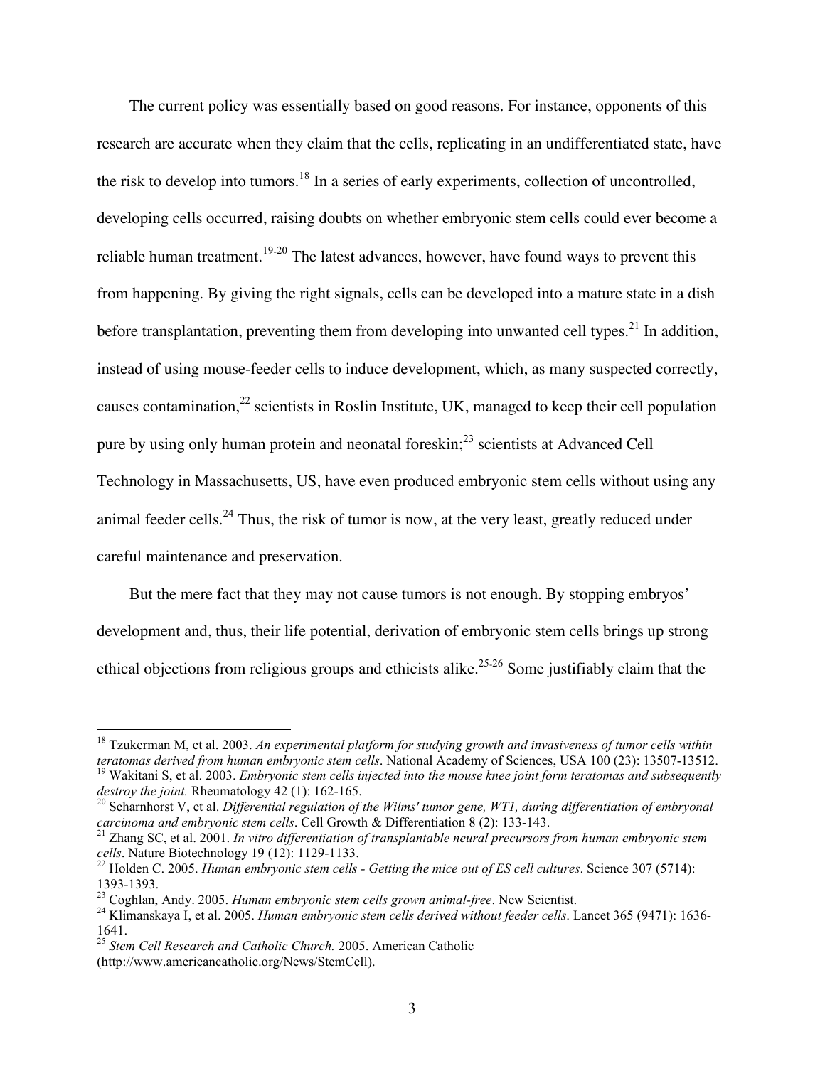The current policy was essentially based on good reasons. For instance, opponents of this research are accurate when they claim that the cells, replicating in an undifferentiated state, have the risk to develop into tumors.[18] In a series of early experiments, collection of uncontrolled, developing cells occurred, raising doubts on whether embryonic stem cells could ever become a reliable human treatment.[19-20] The latest advances, however, have found ways to prevent this from happening. By giving the right signals, cells can be developed into a mature state in a dish before transplantation, preventing them from developing into unwanted cell types.[21] In addition, instead of using mouse-feeder cells to induce development, which, as many suspected correctly, causes contamination,[22] scientists in Roslin Institute, UK, managed to keep their cell population pure by using only human protein and neonatal foreskin;[23] scientists at Advanced Cell Technology in Massachusetts, US, have even produced embryonic stem cells without using any animal feeder cells.[24] Thus, the risk of tumor is now, at the very least, greatly reduced under careful maintenance and preservation.

But the mere fact that they may not cause tumors is not enough. By stopping embryos' development and, thus, their life potential, derivation of embryonic stem cells brings up strong ethical objections from religious groups and ethicists alike.[25-26] Some justifiably claim that the

---

[18] Tzukerman M, et al. 2003. *An experimental platform for studying growth and invasiveness of tumor cells within teratomas derived from human embryonic stem cells*. National Academy of Sciences, USA 100 (23): 13507-13512.

[19] Wakitani S, et al. 2003. *Embryonic stem cells injected into the mouse knee joint form teratomas and subsequently destroy the joint.* Rheumatology 42 (1): 162-165.

[20] Scharnhorst V, et al. *Differential regulation of the Wilms' tumor gene, WT1, during differentiation of embryonal carcinoma and embryonic stem cells*. Cell Growth & Differentiation 8 (2): 133-143.

[21] Zhang SC, et al. 2001. *In vitro differentiation of transplantable neural precursors from human embryonic stem cells*. Nature Biotechnology 19 (12): 1129-1133.

[22] Holden C. 2005. *Human embryonic stem cells - Getting the mice out of ES cell cultures*. Science 307 (5714): 1393-1393.

[23] Coghlan, Andy. 2005. *Human embryonic stem cells grown animal-free*. New Scientist.

[24] Klimanskaya I, et al. 2005. *Human embryonic stem cells derived without feeder cells*. Lancet 365 (9471): 1636-1641.

[25] *Stem Cell Research and Catholic Church.* 2005. American Catholic (http://www.americancatholic.org/News/StemCell).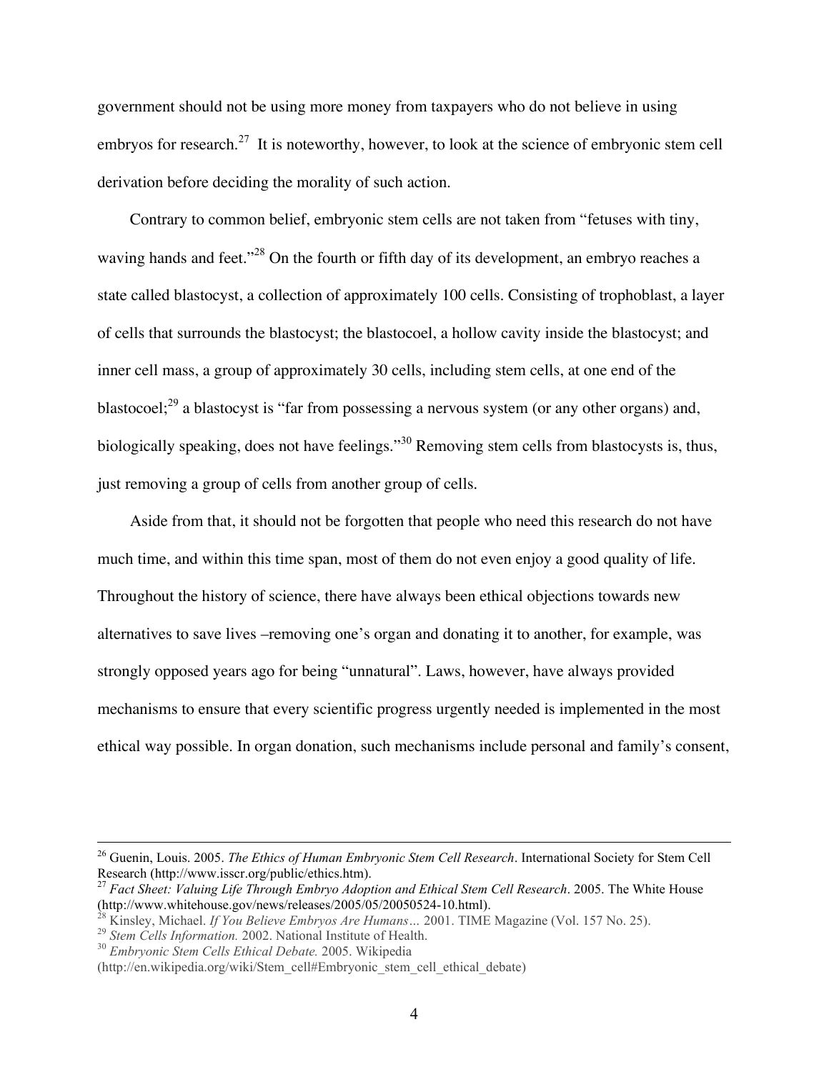government should not be using more money from taxpayers who do not believe in using embryos for research.[27] It is noteworthy, however, to look at the science of embryonic stem cell derivation before deciding the morality of such action.

Contrary to common belief, embryonic stem cells are not taken from "fetuses with tiny, waving hands and feet."[28] On the fourth or fifth day of its development, an embryo reaches a state called blastocyst, a collection of approximately 100 cells. Consisting of trophoblast, a layer of cells that surrounds the blastocyst; the blastocoel, a hollow cavity inside the blastocyst; and inner cell mass, a group of approximately 30 cells, including stem cells, at one end of the blastocoel;[29] a blastocyst is "far from possessing a nervous system (or any other organs) and, biologically speaking, does not have feelings."[30] Removing stem cells from blastocysts is, thus, just removing a group of cells from another group of cells.

Aside from that, it should not be forgotten that people who need this research do not have much time, and within this time span, most of them do not even enjoy a good quality of life. Throughout the history of science, there have always been ethical objections towards new alternatives to save lives –removing one's organ and donating it to another, for example, was strongly opposed years ago for being "unnatural". Laws, however, have always provided mechanisms to ensure that every scientific progress urgently needed is implemented in the most ethical way possible. In organ donation, such mechanisms include personal and family's consent,

---

[26] Guenin, Louis. 2005. *The Ethics of Human Embryonic Stem Cell Research*. International Society for Stem Cell Research (http://www.isscr.org/public/ethics.htm).

[27] *Fact Sheet: Valuing Life Through Embryo Adoption and Ethical Stem Cell Research*. 2005. The White House (http://www.whitehouse.gov/news/releases/2005/05/20050524-10.html).

[28] Kinsley, Michael. *If You Believe Embryos Are Humans…* 2001. TIME Magazine (Vol. 157 No. 25).

[29] *Stem Cells Information.* 2002. National Institute of Health.

[30] *Embryonic Stem Cells Ethical Debate.* 2005. Wikipedia (http://en.wikipedia.org/wiki/Stem_cell#Embryonic_stem_cell_ethical_debate)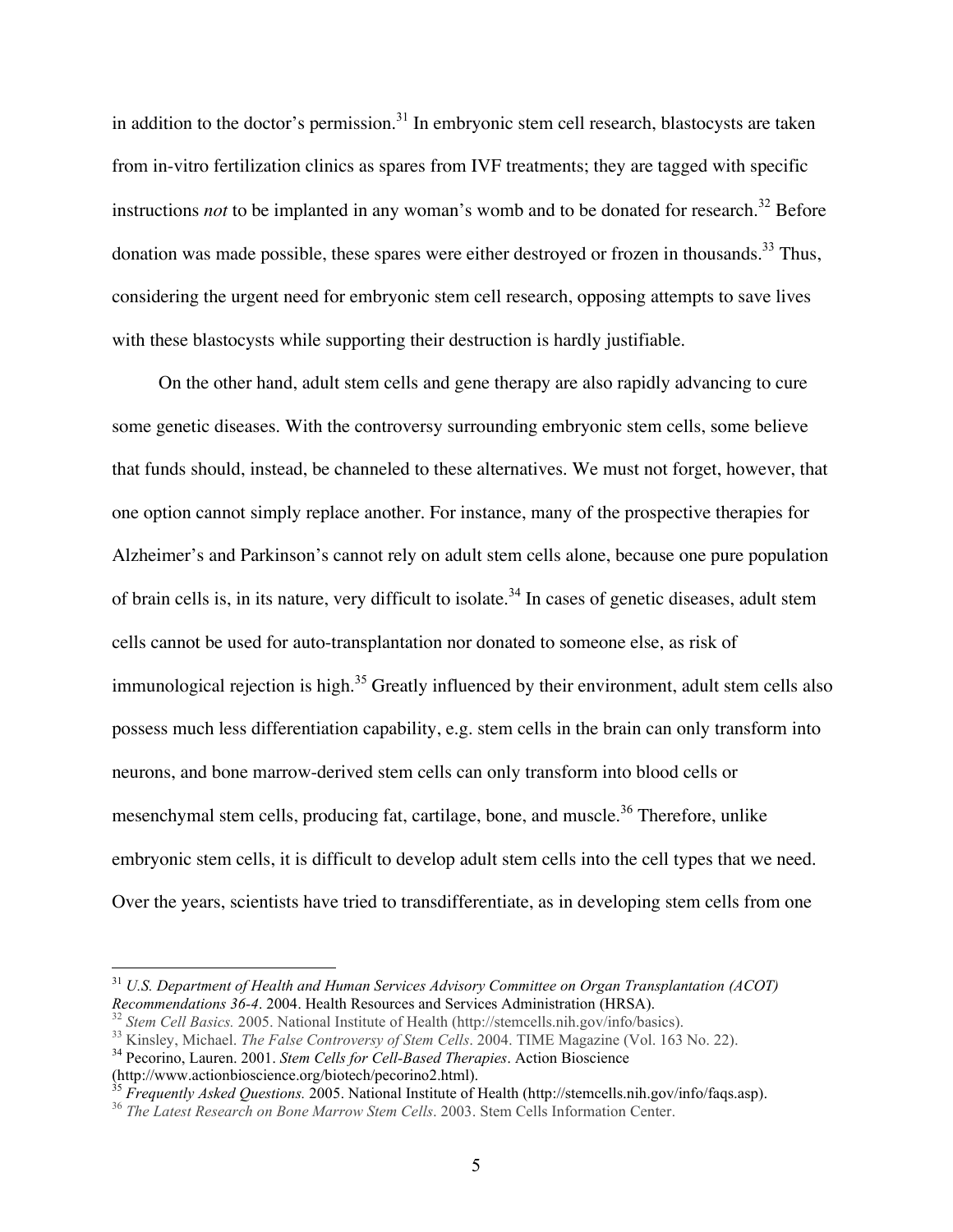in addition to the doctor's permission.[31] In embryonic stem cell research, blastocysts are taken from in-vitro fertilization clinics as spares from IVF treatments; they are tagged with specific instructions *not* to be implanted in any woman's womb and to be donated for research.[32] Before donation was made possible, these spares were either destroyed or frozen in thousands.[33] Thus, considering the urgent need for embryonic stem cell research, opposing attempts to save lives with these blastocysts while supporting their destruction is hardly justifiable.

On the other hand, adult stem cells and gene therapy are also rapidly advancing to cure some genetic diseases. With the controversy surrounding embryonic stem cells, some believe that funds should, instead, be channeled to these alternatives. We must not forget, however, that one option cannot simply replace another. For instance, many of the prospective therapies for Alzheimer's and Parkinson's cannot rely on adult stem cells alone, because one pure population of brain cells is, in its nature, very difficult to isolate.[34] In cases of genetic diseases, adult stem cells cannot be used for auto-transplantation nor donated to someone else, as risk of immunological rejection is high.[35] Greatly influenced by their environment, adult stem cells also possess much less differentiation capability, e.g. stem cells in the brain can only transform into neurons, and bone marrow-derived stem cells can only transform into blood cells or mesenchymal stem cells, producing fat, cartilage, bone, and muscle.[36] Therefore, unlike embryonic stem cells, it is difficult to develop adult stem cells into the cell types that we need. Over the years, scientists have tried to transdifferentiate, as in developing stem cells from one

---

[31] *U.S. Department of Health and Human Services Advisory Committee on Organ Transplantation (ACOT) Recommendations 36-4*. 2004. Health Resources and Services Administration (HRSA).

[32] *Stem Cell Basics.* 2005. National Institute of Health (http://stemcells.nih.gov/info/basics).

[33] Kinsley, Michael. *The False Controversy of Stem Cells*. 2004. TIME Magazine (Vol. 163 No. 22).

[34] Pecorino, Lauren. 2001. *Stem Cells for Cell-Based Therapies*. Action Bioscience (http://www.actionbioscience.org/biotech/pecorino2.html).

[35] *Frequently Asked Questions.* 2005. National Institute of Health (http://stemcells.nih.gov/info/faqs.asp).

[36] *The Latest Research on Bone Marrow Stem Cells*. 2003. Stem Cells Information Center.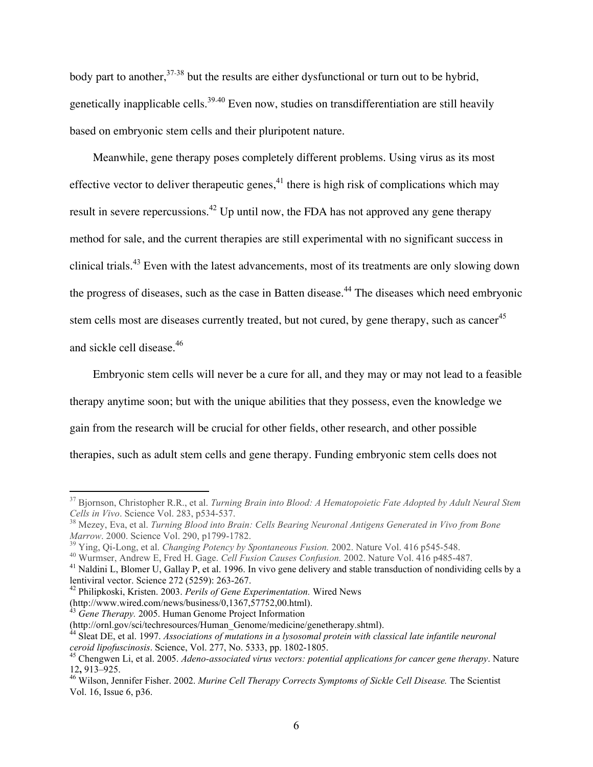body part to another,[37-38] but the results are either dysfunctional or turn out to be hybrid, genetically inapplicable cells.[39-40] Even now, studies on transdifferentiation are still heavily based on embryonic stem cells and their pluripotent nature.

Meanwhile, gene therapy poses completely different problems. Using virus as its most effective vector to deliver therapeutic genes,[41] there is high risk of complications which may result in severe repercussions.[42] Up until now, the FDA has not approved any gene therapy method for sale, and the current therapies are still experimental with no significant success in clinical trials.[43] Even with the latest advancements, most of its treatments are only slowing down the progress of diseases, such as the case in Batten disease.[44] The diseases which need embryonic stem cells most are diseases currently treated, but not cured, by gene therapy, such as cancer[45] and sickle cell disease.[46]

Embryonic stem cells will never be a cure for all, and they may or may not lead to a feasible therapy anytime soon; but with the unique abilities that they possess, even the knowledge we gain from the research will be crucial for other fields, other research, and other possible therapies, such as adult stem cells and gene therapy. Funding embryonic stem cells does not

---

[37] Bjornson, Christopher R.R., et al. *Turning Brain into Blood: A Hematopoietic Fate Adopted by Adult Neural Stem Cells in Vivo*. Science Vol. 283, p534-537.

[38] Mezey, Eva, et al. *Turning Blood into Brain: Cells Bearing Neuronal Antigens Generated in Vivo from Bone Marrow*. 2000. Science Vol. 290, p1799-1782.

[39] Ying, Qi-Long, et al. *Changing Potency by Spontaneous Fusion.* 2002. Nature Vol. 416 p545-548.

[40] Wurmser, Andrew E, Fred H. Gage. *Cell Fusion Causes Confusion.* 2002. Nature Vol. 416 p485-487.

[41] Naldini L, Blomer U, Gallay P, et al. 1996. In vivo gene delivery and stable transduction of nondividing cells by a lentiviral vector. Science 272 (5259): 263-267.

[42] Philipkoski, Kristen. 2003. *Perils of Gene Experimentation.* Wired News (http://www.wired.com/news/business/0,1367,57752,00.html).

[43] *Gene Therapy.* 2005. Human Genome Project Information (http://ornl.gov/sci/techresources/Human_Genome/medicine/genetherapy.shtml).

[44] Sleat DE, et al. 1997. *Associations of mutations in a lysosomal protein with classical late infantile neuronal ceroid lipofuscinosis*. Science, Vol. 277, No. 5333, pp. 1802-1805.

[45] Chengwen Li, et al. 2005. *Adeno-associated virus vectors: potential applications for cancer gene therapy*. Nature 12**,** 913–925.

[46] Wilson, Jennifer Fisher. 2002. *Murine Cell Therapy Corrects Symptoms of Sickle Cell Disease.* The Scientist Vol. 16, Issue 6, p36.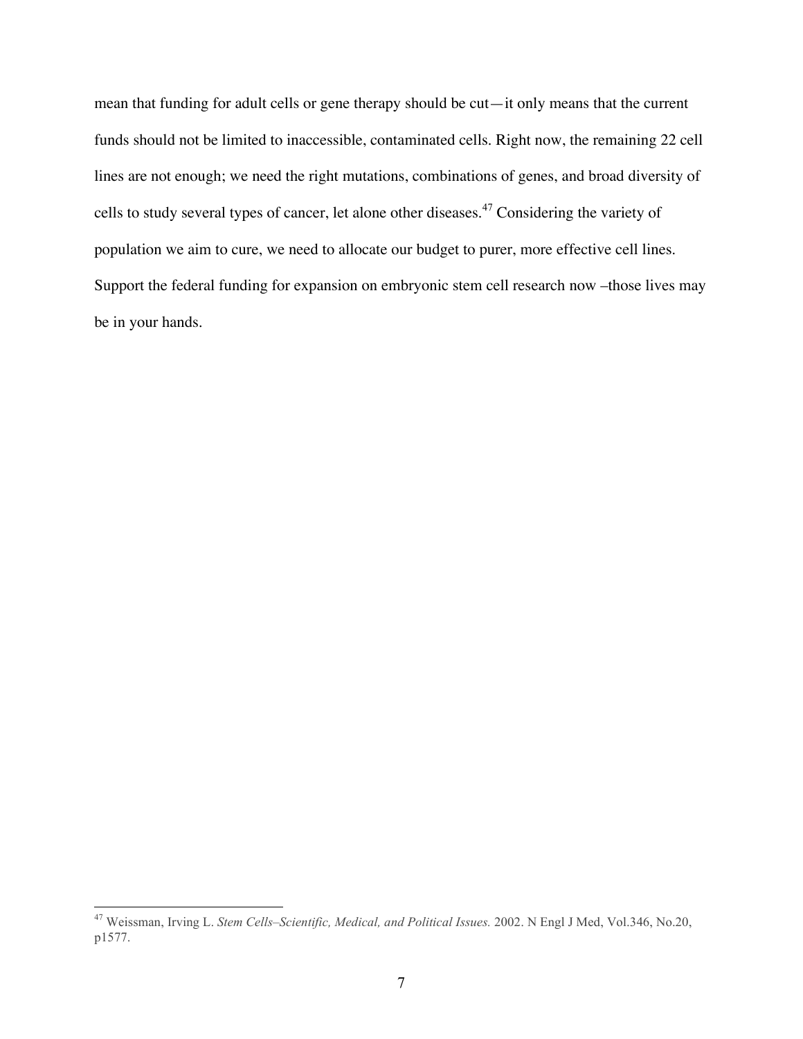mean that funding for adult cells or gene therapy should be cut—it only means that the current funds should not be limited to inaccessible, contaminated cells. Right now, the remaining 22 cell lines are not enough; we need the right mutations, combinations of genes, and broad diversity of cells to study several types of cancer, let alone other diseases.[47] Considering the variety of population we aim to cure, we need to allocate our budget to purer, more effective cell lines. Support the federal funding for expansion on embryonic stem cell research now –those lives may be in your hands.

---

[47] Weissman, Irving L. *Stem Cells–Scientific, Medical, and Political Issues.* 2002. N Engl J Med, Vol.346, No.20, p1577.